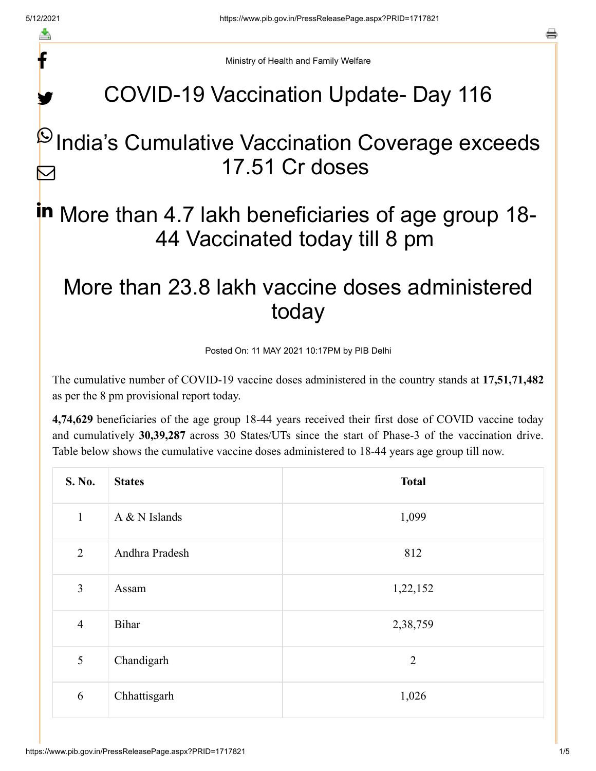Ministry of Health and Family Welfare

# COVID-19 Vaccination Update- Day 116

## India's Cumulative Vaccination Coverage exceeds 17.51 Cr doses

## More than 4.7 lakh beneficiaries of age group 18-44 Vaccinated today till 8 pm

## More than 23.8 lakh vaccine doses administered today

Posted On: 11 MAY 2021 10:17PM by PIB Delhi

The cumulative number of COVID-19 vaccine doses administered in the country stands at **17,51,71,482** as per the 8 pm provisional report today.

**4,74,629** beneficiaries of the age group 18-44 years received their first dose of COVID vaccine today and cumulatively **30,39,287** across 30 States/UTs since the start of Phase-3 of the vaccination drive. Table below shows the cumulative vaccine doses administered to 18-44 years age group till now.

| S. No. | States | Total |
|---|---|---|
| 1 | A & N Islands | 1,099 |
| 2 | Andhra Pradesh | 812 |
| 3 | Assam | 1,22,152 |
| 4 | Bihar | 2,38,759 |
| 5 | Chandigarh | 2 |
| 6 | Chhattisgarh | 1,026 |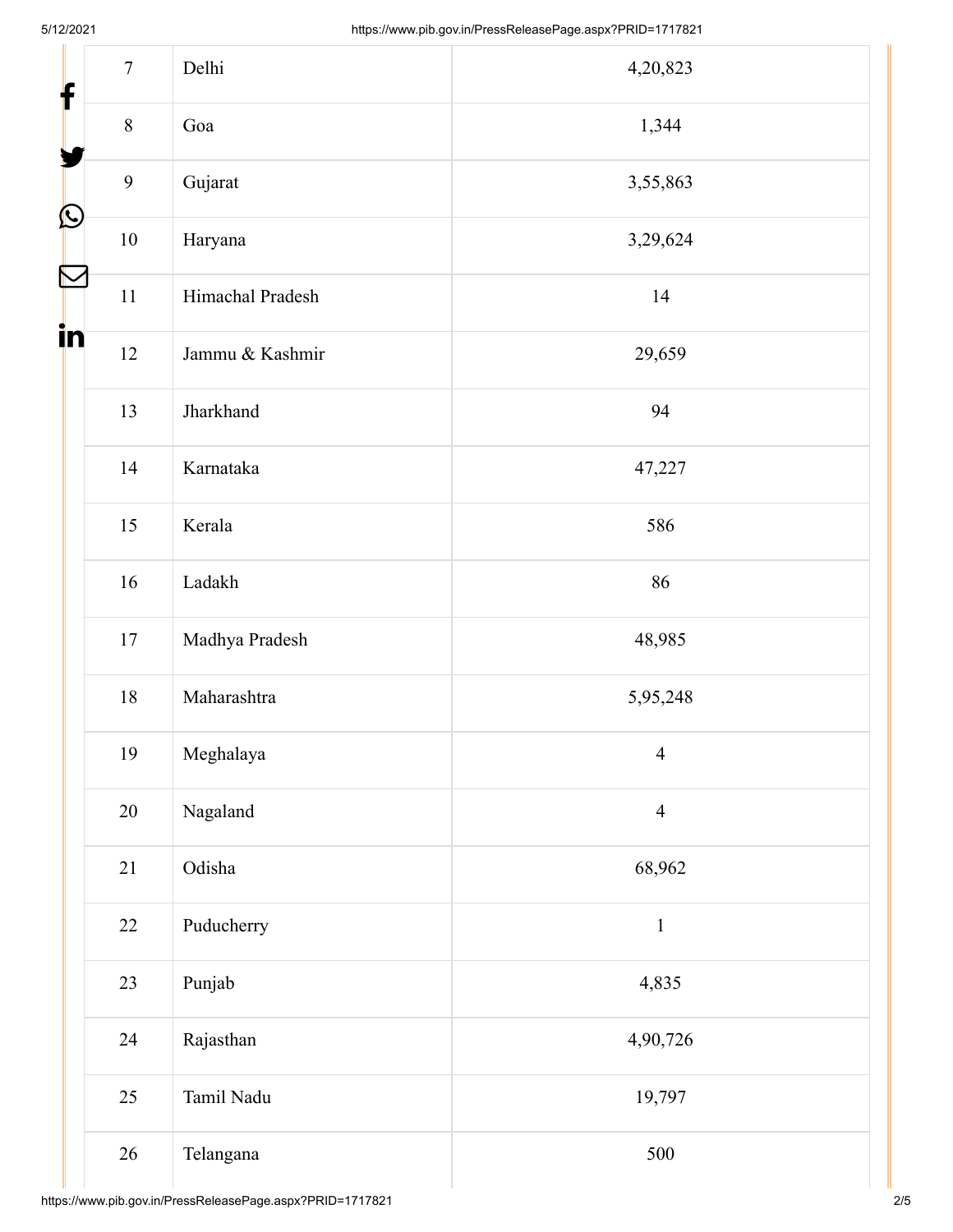| 7 | Delhi | 4,20,823 |
|---|---|---|
| 8 | Goa | 1,344 |
| 9 | Gujarat | 3,55,863 |
| 10 | Haryana | 3,29,624 |
| 11 | Himachal Pradesh | 14 |
| 12 | Jammu & Kashmir | 29,659 |
| 13 | Jharkhand | 94 |
| 14 | Karnataka | 47,227 |
| 15 | Kerala | 586 |
| 16 | Ladakh | 86 |
| 17 | Madhya Pradesh | 48,985 |
| 18 | Maharashtra | 5,95,248 |
| 19 | Meghalaya | 4 |
| 20 | Nagaland | 4 |
| 21 | Odisha | 68,962 |
| 22 | Puducherry | 1 |
| 23 | Punjab | 4,835 |
| 24 | Rajasthan | 4,90,726 |
| 25 | Tamil Nadu | 19,797 |
| 26 | Telangana | 500 |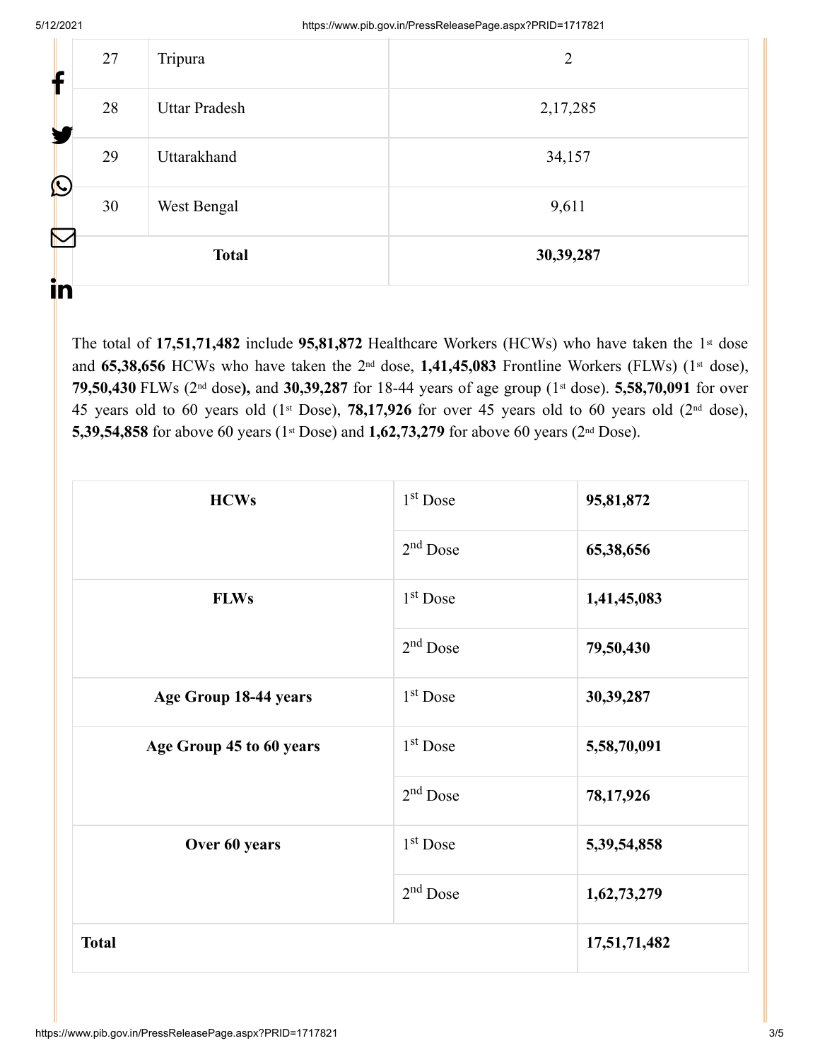| 27 | Tripura | 2 |
|---|---|---|
| 28 | Uttar Pradesh | 2,17,285 |
| 29 | Uttarakhand | 34,157 |
| 30 | West Bengal | 9,611 |
| | **Total** | **30,39,287** |

The total of **17,51,71,482** include **95,81,872** Healthcare Workers (HCWs) who have taken the 1st dose and **65,38,656** HCWs who have taken the 2nd dose, **1,41,45,083** Frontline Workers (FLWs) (1st dose), **79,50,430** FLWs (2nd dose**),** and **30,39,287** for 18-44 years of age group (1st dose). **5,58,70,091** for over 45 years old to 60 years old (1st Dose), **78,17,926** for over 45 years old to 60 years old (2nd dose), **5,39,54,858** for above 60 years (1st Dose) and **1,62,73,279** for above 60 years (2nd Dose).

| **HCWs** | 1st Dose | **95,81,872** |
|---|---|---|
| | 2nd Dose | **65,38,656** |
| **FLWs** | 1st Dose | **1,41,45,083** |
| | 2nd Dose | **79,50,430** |
| **Age Group 18-44 years** | 1st Dose | **30,39,287** |
| **Age Group 45 to 60 years** | 1st Dose | **5,58,70,091** |
| | 2nd Dose | **78,17,926** |
| **Over 60 years** | 1st Dose | **5,39,54,858** |
| | 2nd Dose | **1,62,73,279** |
| **Total** | | **17,51,71,482** |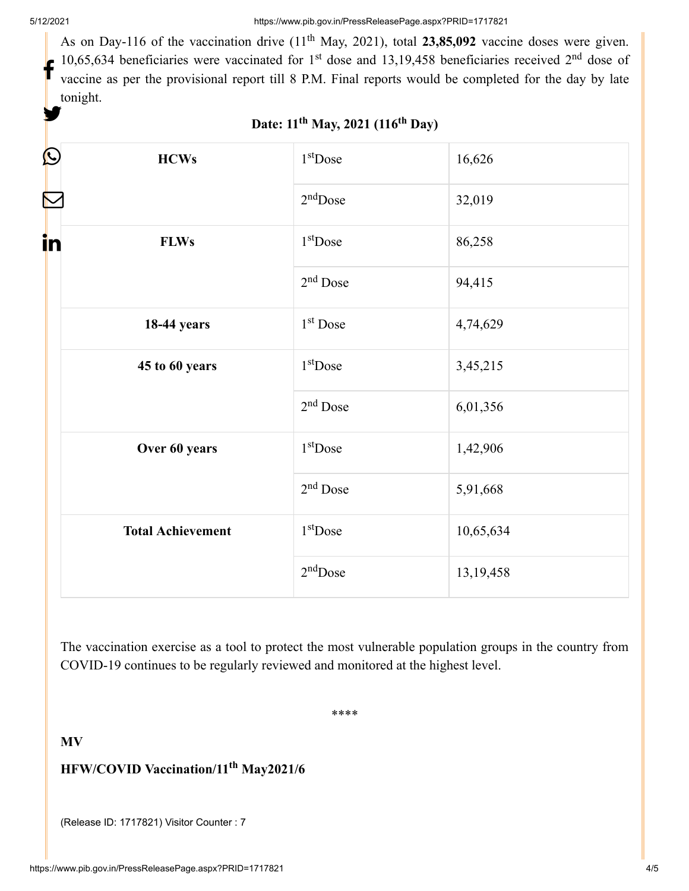As on Day-116 of the vaccination drive (11th May, 2021), total **23,85,092** vaccine doses were given. 10,65,634 beneficiaries were vaccinated for 1st dose and 13,19,458 beneficiaries received 2nd dose of vaccine as per the provisional report till 8 P.M. Final reports would be completed for the day by late tonight.

**Date: 11th May, 2021 (116th Day)**

| | | |
|---|---|---|
| **HCWs** | 1st Dose | 16,626 |
| | 2nd Dose | 32,019 |
| **FLWs** | 1st Dose | 86,258 |
| | 2nd Dose | 94,415 |
| **18-44 years** | 1st Dose | 4,74,629 |
| **45 to 60 years** | 1st Dose | 3,45,215 |
| | 2nd Dose | 6,01,356 |
| **Over 60 years** | 1st Dose | 1,42,906 |
| | 2nd Dose | 5,91,668 |
| **Total Achievement** | 1st Dose | 10,65,634 |
| | 2nd Dose | 13,19,458 |

The vaccination exercise as a tool to protect the most vulnerable population groups in the country from COVID-19 continues to be regularly reviewed and monitored at the highest level.

****

**MV**

**HFW/COVID Vaccination/11th May2021/6**

(Release ID: 1717821) Visitor Counter : 7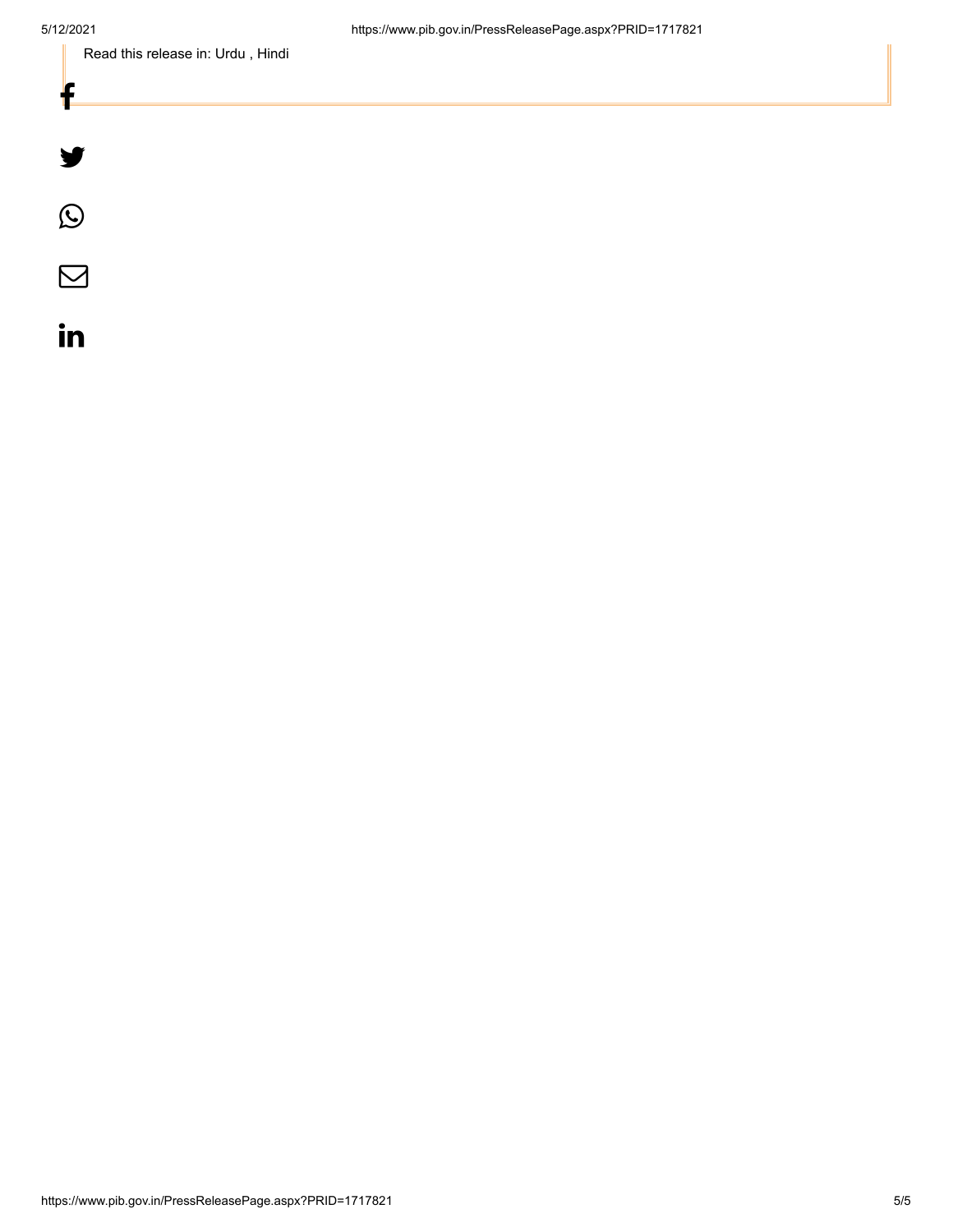Read this release in: Urdu , Hindi